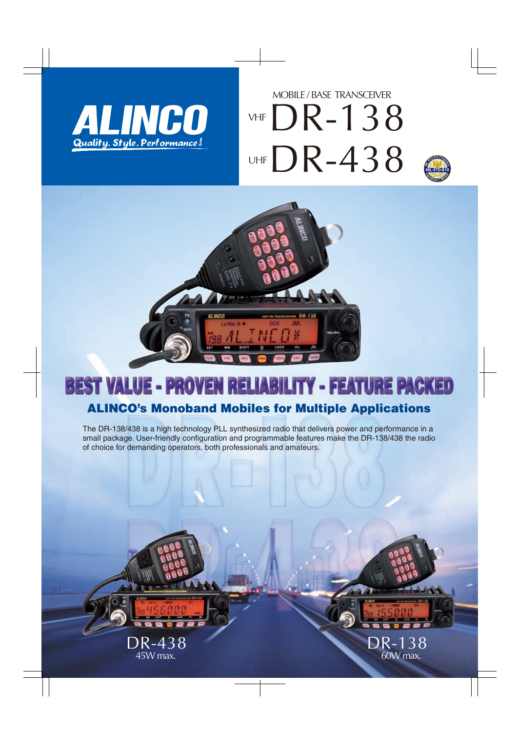ALINCO

*Quality. Style. Performance!*

MOBILE / BASE TRANSCEIVER

# VHF DR-138
# UHF DR-438

## BEST VALUE - PROVEN RELIABILITY - FEATURE PACKED

### ALINCO's Monoband Mobiles for Multiple Applications

The DR-138/438 is a high technology PLL synthesized radio that delivers power and performance in a small package. User-friendly configuration and programmable features make the DR-138/438 the radio of choice for demanding operators, both professionals and amateurs.

DR-438
45W max.

DR-138
60W max.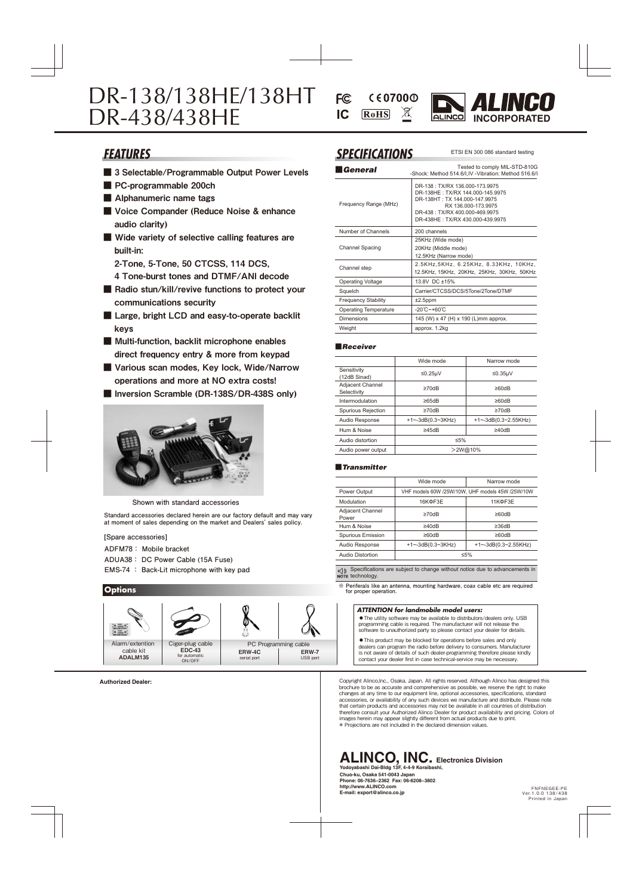# DR-138/138HE/138HT DR-438/438HE

FC CE0700ⓘ IC RoHS

ALINCO INCORPORATED

## FEATURES

- **3 Selectable/Programmable Output Power Levels**
- **PC-programmable 200ch**
- **Alphanumeric name tags**
- **Voice Compander (Reduce Noise & enhance audio clarity)**
- **Wide variety of selective calling features are built-in:**
  **2-Tone, 5-Tone, 50 CTCSS, 114 DCS, 4 Tone-burst tones and DTMF/ANI decode**
- **Radio stun/kill/revive functions to protect your communications security**
- **Large, bright LCD and easy-to-operate backlit keys**
- **Multi-function, backlit microphone enables direct frequency entry & more from keypad**
- **Various scan modes, Key lock, Wide/Narrow operations and more at NO extra costs!**
- **Inversion Scramble (DR-138S/DR-438S only)**

Shown with standard accessories

Standard accessories declared herein are our factory default and may vary at moment of sales depending on the market and Dealers' sales policy.

[Spare accessories]

ADFM78 : Mobile bracket
ADUA38 : DC Power Cable (15A Fuse)
EMS-74 : Back-Lit microphone with key pad

### Options

| Alarm/extention cable kit | Ciger-plug cable | PC Programming cable | |
|---|---|---|---|
| **ADALM135** | **EDC-43** for automatic ON/OFF | **ERW-4C** serial port | **ERW-7** USB port |

## SPECIFICATIONS

ETSI EN 300 086 standard testing

### General

Tested to comply MIL-STD-810G
-Shock: Method 514.6/I,IV -Vibration: Method 516.6/I

| | |
|---|---|
| Frequency Range (MHz) | DR-138 : TX/RX 136.000-173.9975<br>DR-138HE : TX/RX 144.000-145.9975<br>DR-138HT : TX 144.000-147.9975<br>RX 136.000-173.9975<br>DR-438 : TX/RX 400.000-469.9975<br>DR-438HE : TX/RX 430.000-439.9975 |
| Number of Channels | 200 channels |
| Channel Spacing | 25KHz (Wide mode)<br>20KHz (Middle mode)<br>12.5KHz (Narrow mode) |
| Channel step | 2.5KHz,5KHz, 6.25KHz, 8.33KHz, 10KHz, 12.5KHz, 15KHz, 20KHz, 25KHz, 30KHz, 50KHz |
| Operating Voltage | 13.8V DC ±15% |
| Squelch | Carrier/CTCSS/DCS/5Tone/2Tone/DTMF |
| Frequency Stability | ±2.5ppm |
| Operating Temperature | -20℃~+60℃ |
| Dimensions | 145 (W) x 47 (H) x 190 (L)mm approx. |
| Weight | approx. 1.2kg |

### Receiver

| | Wide mode | Narrow mode |
|---|---|---|
| Sensitivity (12dB Sinad) | ≤0.25μV | ≤0.35μV |
| Adjacent Channel Selectivity | ≥70dB | ≥60dB |
| Intermodulation | ≥65dB | ≥60dB |
| Spurious Rejection | ≥70dB | ≥70dB |
| Audio Response | +1~-3dB(0.3~3KHz) | +1~-3dB(0.3~2.55KHz) |
| Hum & Noise | ≥45dB | ≥40dB |
| Audio distortion | ≤5% | |
| Audio power output | >2W@10% | |

### Transmitter

| | Wide mode | Narrow mode |
|---|---|---|
| Power Output | VHF models 60W /25W/10W, UHF models 45W /25W/10W | |
| Modulation | 16KΦF3E | 11KΦF3E |
| Adjacent Channel Power | ≥70dB | ≥60dB |
| Hum & Noise | ≥40dB | ≥36dB |
| Spurious Emission | ≥60dB | ≥60dB |
| Audio Response | +1~-3dB(0.3~3KHz) | +1~-3dB(0.3~2.55KHz) |
| Audio Distortion | ≤5% | |

NOTE Specifications are subject to change without notice due to advancements in technology.

※ Periferals like an antenna, mounting hardware, coax cable etc are required for proper operation.

**ATTENTION for landmobile model users:**

- The utility software may be available to distributors/dealers only. USB programming cable is required. The manufacturer will not release the software to unauthorized party so please contact your dealer for details.
- This product may be blocked for operations before sales and only dealers can program the radio before delivery to consumers. Manufacturer is not aware of details of such dealer-programming therefore please kindly contact your dealer first in case technical-service may be necessary.

**Authorized Dealer:**

Copyright Alinco,Inc., Osaka, Japan. All rights reserved. Although Alinco has designed this brochure to be as accurate and comprehensive as possible, we reserve the right to make changes at any time to our equipment line, optional accessories, specifications, standard accessories, or availability of any such devices we manufacture and distribute. Please note that certain products and accessories may not be available in all countries of distribution therefore consult your Authorized Alinco Dealer for product availability and pricing. Colors of images herein may appear slightly different from actual products due to print.
＊ Projections are not included in the declared dimension values.

**ALINCO, INC.** Electronics Division
**Yodoyabashi Dai-Bldg 13F, 4-4-9 Koraibashi, Chuo-ku, Osaka 541-0043 Japan**
**Phone: 06-7636–2362 Fax: 06-6208–3802**
**http://www.ALINCO.com**
**E-mail: export@alinco.co.jp**

FNFNEGEE-PE
Ver.1.0.0 138/438
Printed in Japan